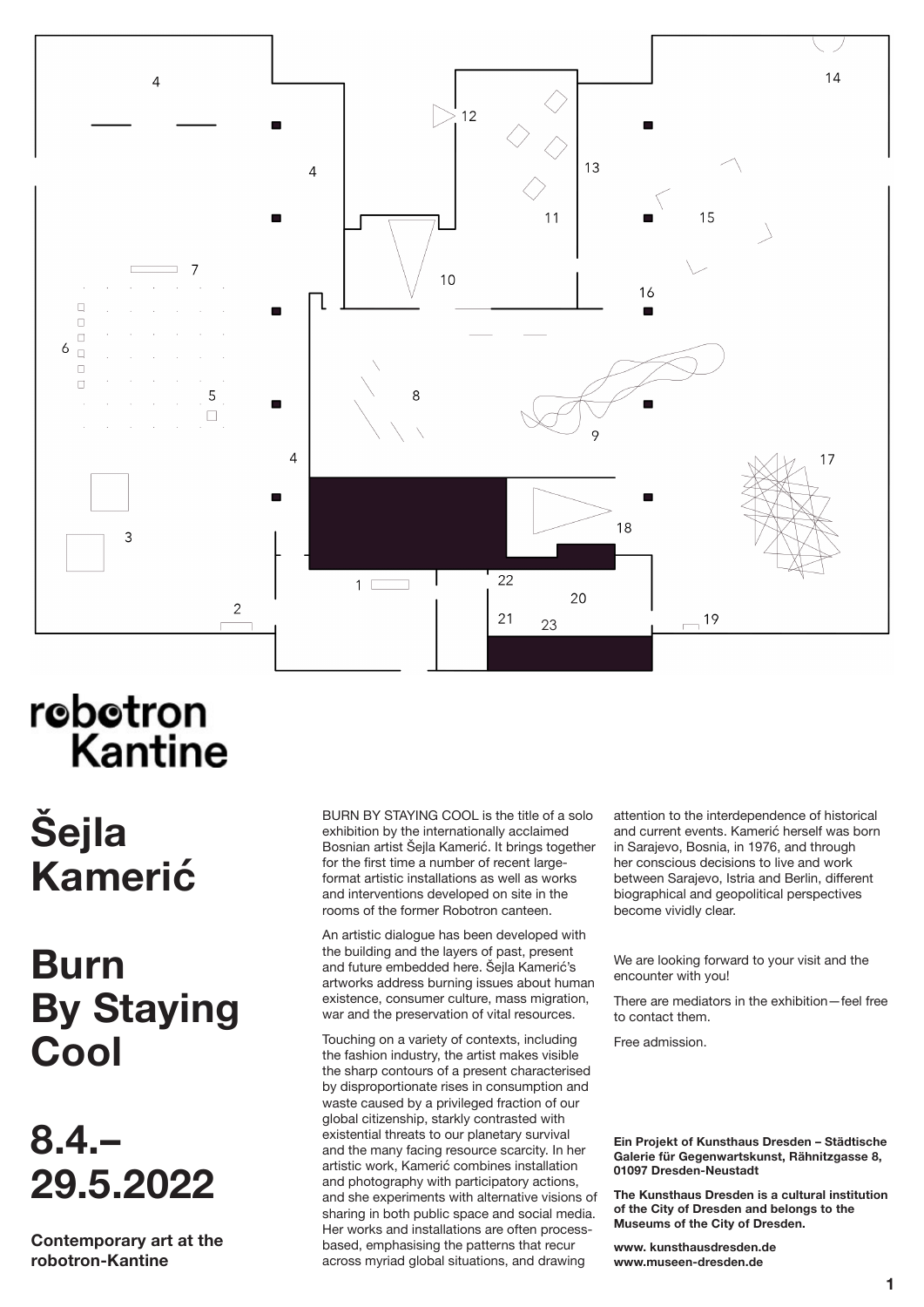4

4

12

13

11

14

15

7

10

16

6

5

8

9

4

17

3

18

1

22

20

2

21

23

19

robotron Kantine

# Šejla Kamerić

# Burn By Staying Cool

# 8.4.– 29.5.2022

**Contemporary art at the robotron-Kantine**

BURN BY STAYING COOL is the title of a solo exhibition by the internationally acclaimed Bosnian artist Šejla Kamerić. It brings together for the first time a number of recent large-format artistic installations as well as works and interventions developed on site in the rooms of the former Robotron canteen.

An artistic dialogue has been developed with the building and the layers of past, present and future embedded here. Šejla Kamerić's artworks address burning issues about human existence, consumer culture, mass migration, war and the preservation of vital resources.

Touching on a variety of contexts, including the fashion industry, the artist makes visible the sharp contours of a present characterised by disproportionate rises in consumption and waste caused by a privileged fraction of our global citizenship, starkly contrasted with existential threats to our planetary survival and the many facing resource scarcity. In her artistic work, Kamerić combines installation and photography with participatory actions, and she experiments with alternative visions of sharing in both public space and social media. Her works and installations are often process-based, emphasising the patterns that recur across myriad global situations, and drawing attention to the interdependence of historical and current events. Kamerić herself was born in Sarajevo, Bosnia, in 1976, and through her conscious decisions to live and work between Sarajevo, Istria and Berlin, different biographical and geopolitical perspectives become vividly clear.

We are looking forward to your visit and the encounter with you!

There are mediators in the exhibition—feel free to contact them.

Free admission.

**Ein Projekt of Kunsthaus Dresden – Städtische Galerie für Gegenwartskunst, Rähnitzgasse 8, 01097 Dresden-Neustadt**

**The Kunsthaus Dresden is a cultural institution of the City of Dresden and belongs to the Museums of the City of Dresden.**

**www. kunsthausdresden.de**
**www.museen-dresden.de**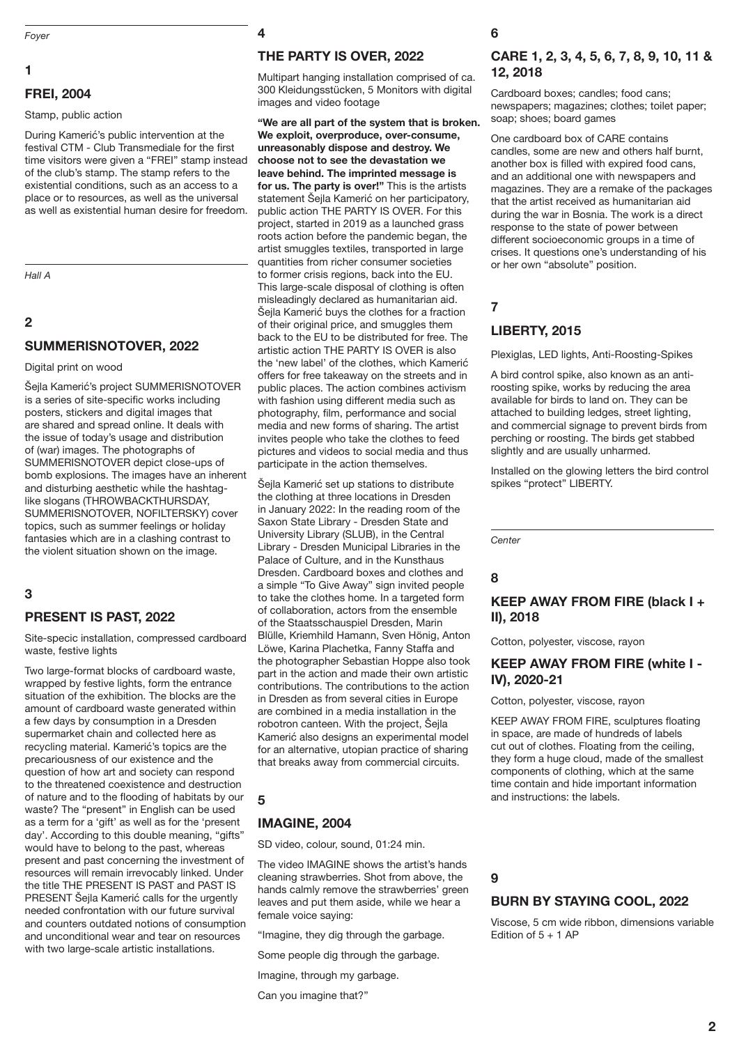*Foyer*

## 1

### FREI, 2004

Stamp, public action

During Kamerić's public intervention at the festival CTM - Club Transmediale for the first time visitors were given a "FREI" stamp instead of the club's stamp. The stamp refers to the existential conditions, such as an access to a place or to resources, as well as the universal as well as existential human desire for freedom.

*Hall A*

## 2

### SUMMERISNOTOVER, 2022

Digital print on wood

Šejla Kamerić's project SUMMERISNOTOVER is a series of site-specific works including posters, stickers and digital images that are shared and spread online. It deals with the issue of today's usage and distribution of (war) images. The photographs of SUMMERISNOTOVER depict close-ups of bomb explosions. The images have an inherent and disturbing aesthetic while the hashtag-like slogans (THROWBACKTHURSDAY, SUMMERISNOTOVER, NOFILTERSKY) cover topics, such as summer feelings or holiday fantasies which are in a clashing contrast to the violent situation shown on the image.

## 3

### PRESENT IS PAST, 2022

Site-specic installation, compressed cardboard waste, festive lights

Two large-format blocks of cardboard waste, wrapped by festive lights, form the entrance situation of the exhibition. The blocks are the amount of cardboard waste generated within a few days by consumption in a Dresden supermarket chain and collected here as recycling material. Kamerić's topics are the precariousness of our existence and the question of how art and society can respond to the threatened coexistence and destruction of nature and to the flooding of habitats by our waste? The "present" in English can be used as a term for a 'gift' as well as for the 'present day'. According to this double meaning, "gifts" would have to belong to the past, whereas present and past concerning the investment of resources will remain irrevocably linked. Under the title THE PRESENT IS PAST and PAST IS PRESENT Šejla Kamerić calls for the urgently needed confrontation with our future survival and counters outdated notions of consumption and unconditional wear and tear on resources with two large-scale artistic installations.

## 4

### THE PARTY IS OVER, 2022

Multipart hanging installation comprised of ca. 300 Kleidungsstücken, 5 Monitors with digital images and video footage

**"We are all part of the system that is broken. We exploit, overproduce, over-consume, unreasonably dispose and destroy. We choose not to see the devastation we leave behind. The imprinted message is for us. The party is over!"** This is the artists statement Šejla Kamerić on her participatory, public action THE PARTY IS OVER. For this project, started in 2019 as a launched grass roots action before the pandemic began, the artist smuggles textiles, transported in large quantities from richer consumer societies to former crisis regions, back into the EU. This large-scale disposal of clothing is often misleadingly declared as humanitarian aid. Šejla Kamerić buys the clothes for a fraction of their original price, and smuggles them back to the EU to be distributed for free. The artistic action THE PARTY IS OVER is also the 'new label' of the clothes, which Kamerić offers for free takeaway on the streets and in public places. The action combines activism with fashion using different media such as photography, film, performance and social media and new forms of sharing. The artist invites people who take the clothes to feed pictures and videos to social media and thus participate in the action themselves.

Šejla Kamerić set up stations to distribute the clothing at three locations in Dresden in January 2022: In the reading room of the Saxon State Library - Dresden State and University Library (SLUB), in the Central Library - Dresden Municipal Libraries in the Palace of Culture, and in the Kunsthaus Dresden. Cardboard boxes and clothes and a simple "To Give Away" sign invited people to take the clothes home. In a targeted form of collaboration, actors from the ensemble of the Staatsschauspiel Dresden, Marin Blülle, Kriemhild Hamann, Sven Hönig, Anton Löwe, Karina Plachetka, Fanny Staffa and the photographer Sebastian Hoppe also took part in the action and made their own artistic contributions. The contributions to the action in Dresden as from several cities in Europe are combined in a media installation in the robotron canteen. With the project, Šejla Kamerić also designs an experimental model for an alternative, utopian practice of sharing that breaks away from commercial circuits.

## 5

### IMAGINE, 2004

SD video, colour, sound, 01:24 min.

The video IMAGINE shows the artist's hands cleaning strawberries. Shot from above, the hands calmly remove the strawberries' green leaves and put them aside, while we hear a female voice saying:

"Imagine, they dig through the garbage.

Some people dig through the garbage.

Imagine, through my garbage.

Can you imagine that?"

## 6

### CARE 1, 2, 3, 4, 5, 6, 7, 8, 9, 10, 11 & 12, 2018

Cardboard boxes; candles; food cans; newspapers; magazines; clothes; toilet paper; soap; shoes; board games

One cardboard box of CARE contains candles, some are new and others half burnt, another box is filled with expired food cans, and an additional one with newspapers and magazines. They are a remake of the packages that the artist received as humanitarian aid during the war in Bosnia. The work is a direct response to the state of power between different socioeconomic groups in a time of crises. It questions one's understanding of his or her own "absolute" position.

## 7

### LIBERTY, 2015

Plexiglas, LED lights, Anti-Roosting-Spikes

A bird control spike, also known as an anti-roosting spike, works by reducing the area available for birds to land on. They can be attached to building ledges, street lighting, and commercial signage to prevent birds from perching or roosting. The birds get stabbed slightly and are usually unharmed.

Installed on the glowing letters the bird control spikes "protect" LIBERTY.

*Center*

## 8

### KEEP AWAY FROM FIRE (black I + II), 2018

Cotton, polyester, viscose, rayon

### KEEP AWAY FROM FIRE (white I - IV), 2020-21

Cotton, polyester, viscose, rayon

KEEP AWAY FROM FIRE, sculptures floating in space, are made of hundreds of labels cut out of clothes. Floating from the ceiling, they form a huge cloud, made of the smallest components of clothing, which at the same time contain and hide important information and instructions: the labels.

## 9

### BURN BY STAYING COOL, 2022

Viscose, 5 cm wide ribbon, dimensions variable
Edition of 5 + 1 AP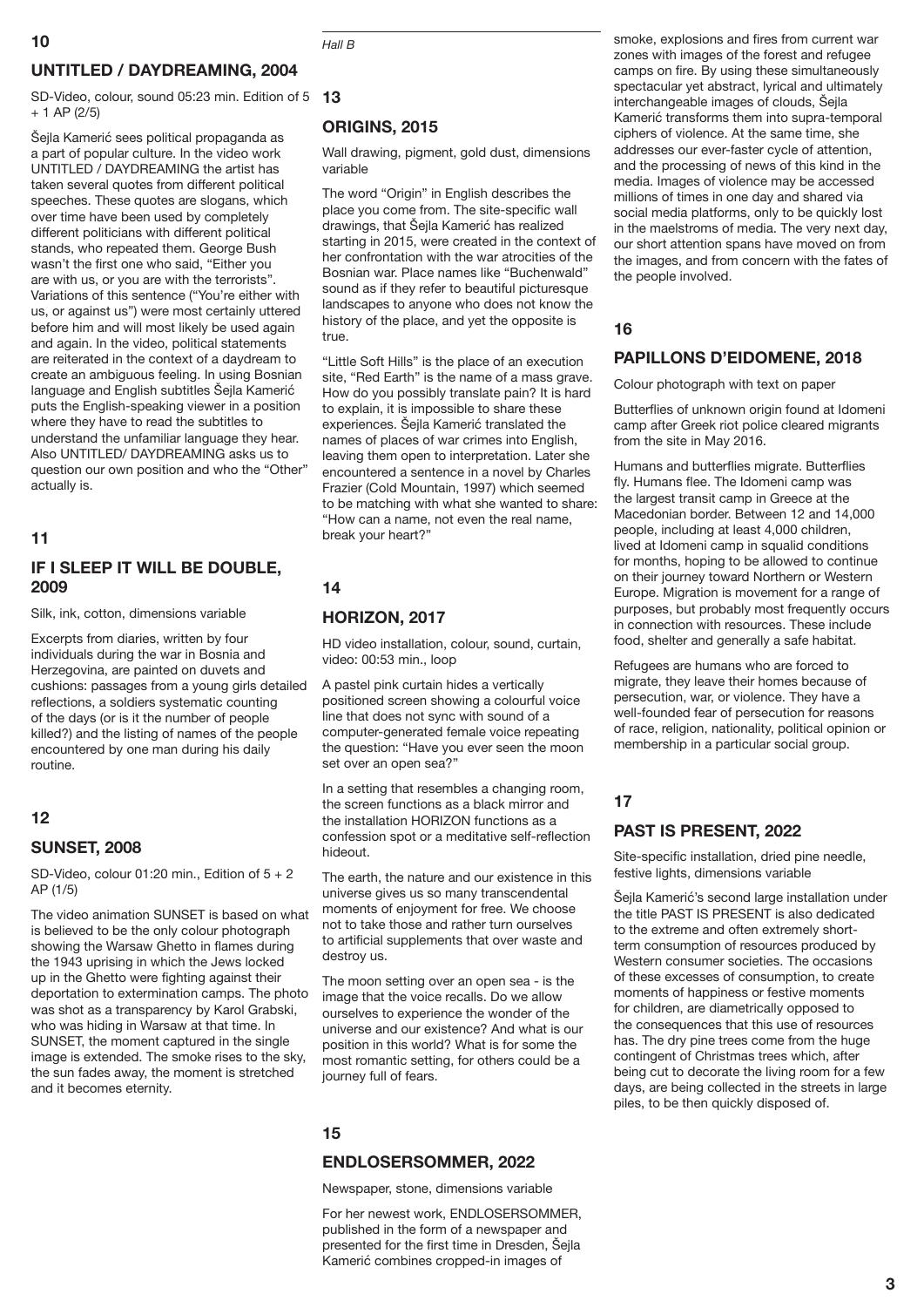## 10

## UNTITLED / DAYDREAMING, 2004

SD-Video, colour, sound 05:23 min. Edition of 5 + 1 AP (2/5)

Šejla Kamerić sees political propaganda as a part of popular culture. In the video work UNTITLED / DAYDREAMING the artist has taken several quotes from different political speeches. These quotes are slogans, which over time have been used by completely different politicians with different political stands, who repeated them. George Bush wasn't the first one who said, "Either you are with us, or you are with the terrorists". Variations of this sentence ("You're either with us, or against us") were most certainly uttered before him and will most likely be used again and again. In the video, political statements are reiterated in the context of a daydream to create an ambiguous feeling. In using Bosnian language and English subtitles Šejla Kamerić puts the English-speaking viewer in a position where they have to read the subtitles to understand the unfamiliar language they hear. Also UNTITLED/ DAYDREAMING asks us to question our own position and who the "Other" actually is.

## 11

## IF I SLEEP IT WILL BE DOUBLE, 2009

Silk, ink, cotton, dimensions variable

Excerpts from diaries, written by four individuals during the war in Bosnia and Herzegovina, are painted on duvets and cushions: passages from a young girls detailed reflections, a soldiers systematic counting of the days (or is it the number of people killed?) and the listing of names of the people encountered by one man during his daily routine.

## 12

## SUNSET, 2008

SD-Video, colour 01:20 min., Edition of 5 + 2 AP (1/5)

The video animation SUNSET is based on what is believed to be the only colour photograph showing the Warsaw Ghetto in flames during the 1943 uprising in which the Jews locked up in the Ghetto were fighting against their deportation to extermination camps. The photo was shot as a transparency by Karol Grabski, who was hiding in Warsaw at that time. In SUNSET, the moment captured in the single image is extended. The smoke rises to the sky, the sun fades away, the moment is stretched and it becomes eternity.

*Hall B*

## 13

## ORIGINS, 2015

Wall drawing, pigment, gold dust, dimensions variable

The word "Origin" in English describes the place you come from. The site-specific wall drawings, that Šejla Kamerić has realized starting in 2015, were created in the context of her confrontation with the war atrocities of the Bosnian war. Place names like "Buchenwald" sound as if they refer to beautiful picturesque landscapes to anyone who does not know the history of the place, and yet the opposite is true.

"Little Soft Hills" is the place of an execution site, "Red Earth" is the name of a mass grave. How do you possibly translate pain? It is hard to explain, it is impossible to share these experiences. Šejla Kamerić translated the names of places of war crimes into English, leaving them open to interpretation. Later she encountered a sentence in a novel by Charles Frazier (Cold Mountain, 1997) which seemed to be matching with what she wanted to share: "How can a name, not even the real name, break your heart?"

## 14

## HORIZON, 2017

HD video installation, colour, sound, curtain, video: 00:53 min., loop

A pastel pink curtain hides a vertically positioned screen showing a colourful voice line that does not sync with sound of a computer-generated female voice repeating the question: "Have you ever seen the moon set over an open sea?"

In a setting that resembles a changing room, the screen functions as a black mirror and the installation HORIZON functions as a confession spot or a meditative self-reflection hideout.

The earth, the nature and our existence in this universe gives us so many transcendental moments of enjoyment for free. We choose not to take those and rather turn ourselves to artificial supplements that over waste and destroy us.

The moon setting over an open sea - is the image that the voice recalls. Do we allow ourselves to experience the wonder of the universe and our existence? And what is our position in this world? What is for some the most romantic setting, for others could be a journey full of fears.

## 15

## ENDLOSERSOMMER, 2022

Newspaper, stone, dimensions variable

For her newest work, ENDLOSERSOMMER, published in the form of a newspaper and presented for the first time in Dresden, Šejla Kamerić combines cropped-in images of smoke, explosions and fires from current war zones with images of the forest and refugee camps on fire. By using these simultaneously spectacular yet abstract, lyrical and ultimately interchangeable images of clouds, Šejla Kamerić transforms them into supra-temporal ciphers of violence. At the same time, she addresses our ever-faster cycle of attention, and the processing of news of this kind in the media. Images of violence may be accessed millions of times in one day and shared via social media platforms, only to be quickly lost in the maelstroms of media. The very next day, our short attention spans have moved on from the images, and from concern with the fates of the people involved.

## 16

## PAPILLONS D'EIDOMENE, 2018

Colour photograph with text on paper

Butterflies of unknown origin found at Idomeni camp after Greek riot police cleared migrants from the site in May 2016.

Humans and butterflies migrate. Butterflies fly. Humans flee. The Idomeni camp was the largest transit camp in Greece at the Macedonian border. Between 12 and 14,000 people, including at least 4,000 children, lived at Idomeni camp in squalid conditions for months, hoping to be allowed to continue on their journey toward Northern or Western Europe. Migration is movement for a range of purposes, but probably most frequently occurs in connection with resources. These include food, shelter and generally a safe habitat.

Refugees are humans who are forced to migrate, they leave their homes because of persecution, war, or violence. They have a well-founded fear of persecution for reasons of race, religion, nationality, political opinion or membership in a particular social group.

## 17

## PAST IS PRESENT, 2022

Site-specific installation, dried pine needle, festive lights, dimensions variable

Šejla Kamerić's second large installation under the title PAST IS PRESENT is also dedicated to the extreme and often extremely short-term consumption of resources produced by Western consumer societies. The occasions of these excesses of consumption, to create moments of happiness or festive moments for children, are diametrically opposed to the consequences that this use of resources has. The dry pine trees come from the huge contingent of Christmas trees which, after being cut to decorate the living room for a few days, are being collected in the streets in large piles, to be then quickly disposed of.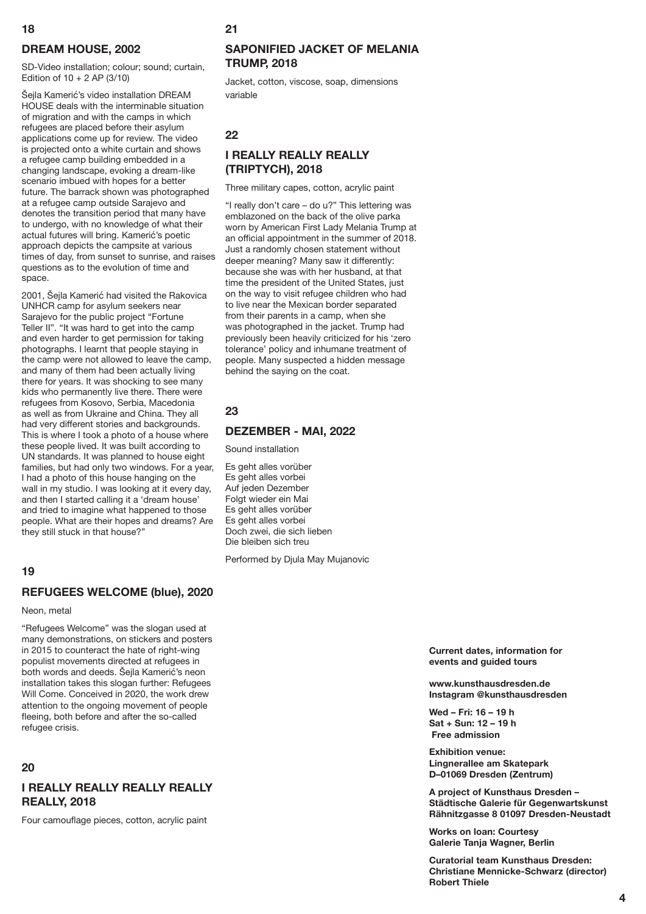## 18

### DREAM HOUSE, 2002

SD-Video installation; colour; sound; curtain, Edition of 10 + 2 AP (3/10)

Šejla Kamerić's video installation DREAM HOUSE deals with the interminable situation of migration and with the camps in which refugees are placed before their asylum applications come up for review. The video is projected onto a white curtain and shows a refugee camp building embedded in a changing landscape, evoking a dream-like scenario imbued with hopes for a better future. The barrack shown was photographed at a refugee camp outside Sarajevo and denotes the transition period that many have to undergo, with no knowledge of what their actual futures will bring. Kamerić's poetic approach depicts the campsite at various times of day, from sunset to sunrise, and raises questions as to the evolution of time and space.

2001, Šejla Kamerić had visited the Rakovica UNHCR camp for asylum seekers near Sarajevo for the public project "Fortune Teller II". "It was hard to get into the camp and even harder to get permission for taking photographs. I learnt that people staying in the camp were not allowed to leave the camp, and many of them had been actually living there for years. It was shocking to see many kids who permanently live there. There were refugees from Kosovo, Serbia, Macedonia as well as from Ukraine and China. They all had very different stories and backgrounds. This is where I took a photo of a house where these people lived. It was built according to UN standards. It was planned to house eight families, but had only two windows. For a year, I had a photo of this house hanging on the wall in my studio. I was looking at it every day, and then I started calling it a 'dream house' and tried to imagine what happened to those people. What are their hopes and dreams? Are they still stuck in that house?"

## 19

### REFUGEES WELCOME (blue), 2020

Neon, metal

"Refugees Welcome" was the slogan used at many demonstrations, on stickers and posters in 2015 to counteract the hate of right-wing populist movements directed at refugees in both words and deeds. Šejla Kamerić's neon installation takes this slogan further: Refugees Will Come. Conceived in 2020, the work drew attention to the ongoing movement of people fleeing, both before and after the so-called refugee crisis.

## 20

### I REALLY REALLY REALLY REALLY REALLY, 2018

Four camouflage pieces, cotton, acrylic paint

## 21

### SAPONIFIED JACKET OF MELANIA TRUMP, 2018

Jacket, cotton, viscose, soap, dimensions variable

## 22

### I REALLY REALLY REALLY (TRIPTYCH), 2018

Three military capes, cotton, acrylic paint

"I really don't care – do u?" This lettering was emblazoned on the back of the olive parka worn by American First Lady Melania Trump at an official appointment in the summer of 2018. Just a randomly chosen statement without deeper meaning? Many saw it differently: because she was with her husband, at that time the president of the United States, just on the way to visit refugee children who had to live near the Mexican border separated from their parents in a camp, when she was photographed in the jacket. Trump had previously been heavily criticized for his 'zero tolerance' policy and inhumane treatment of people. Many suspected a hidden message behind the saying on the coat.

## 23

### DEZEMBER - MAI, 2022

Sound installation

Es geht alles vorüber
Es geht alles vorbei
Auf jeden Dezember
Folgt wieder ein Mai
Es geht alles vorüber
Es geht alles vorbei
Doch zwei, die sich lieben
Die bleiben sich treu

Performed by Djula May Mujanovic

**Current dates, information for events and guided tours**

**www.kunsthausdresden.de**
**Instagram @kunsthausdresden**

**Wed – Fri: 16 – 19 h**
**Sat + Sun: 12 – 19 h**
**Free admission**

**Exhibition venue:**
**Lingnerallee am Skatepark**
**D–01069 Dresden (Zentrum)**

**A project of Kunsthaus Dresden – Städtische Galerie für Gegenwartskunst Rähnitzgasse 8 01097 Dresden-Neustadt**

**Works on loan: Courtesy Galerie Tanja Wagner, Berlin**

**Curatorial team Kunsthaus Dresden:**
**Christiane Mennicke-Schwarz (director)**
**Robert Thiele**